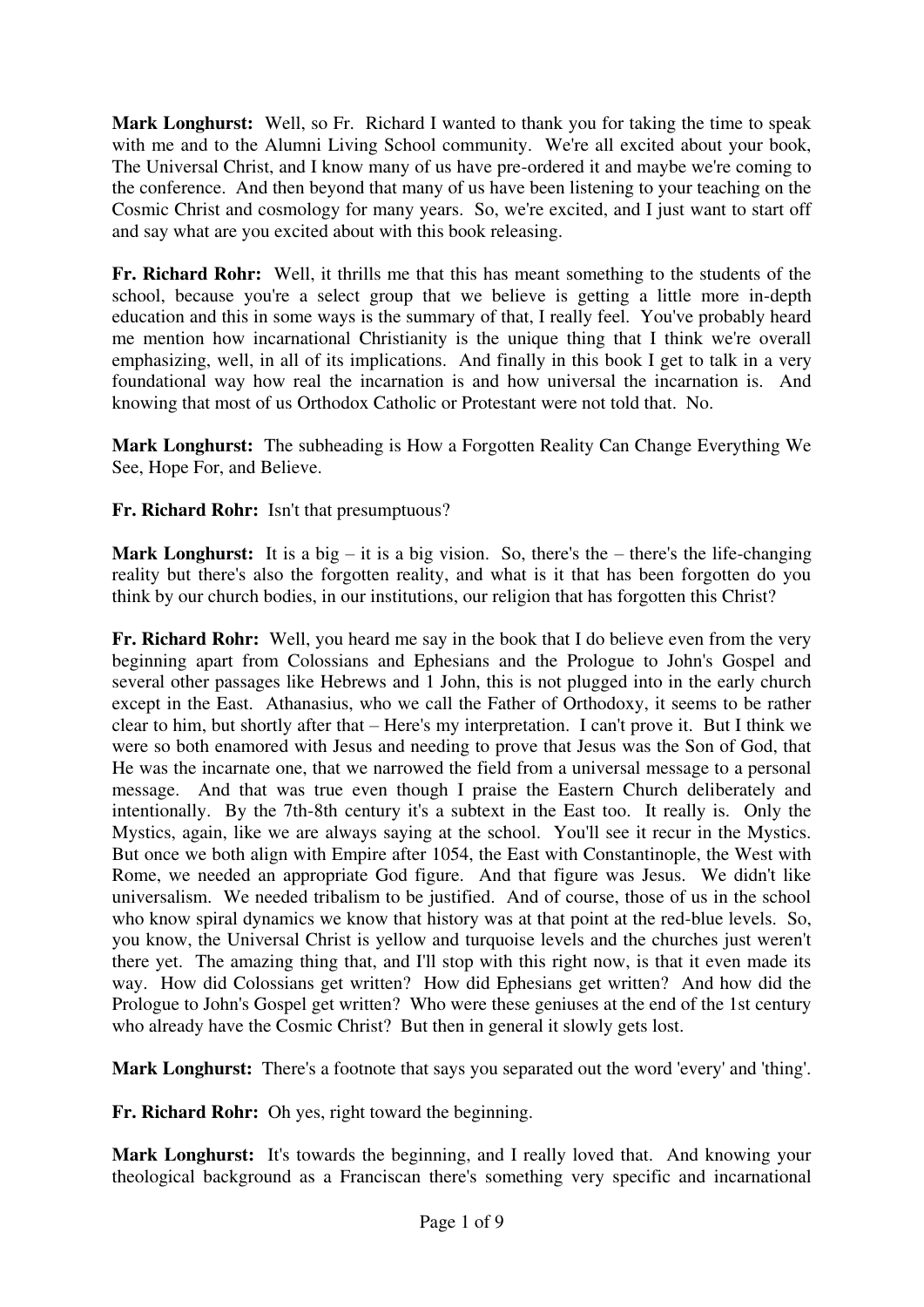**Mark Longhurst:** Well, so Fr. Richard I wanted to thank you for taking the time to speak with me and to the Alumni Living School community. We're all excited about your book, The Universal Christ, and I know many of us have pre-ordered it and maybe we're coming to the conference. And then beyond that many of us have been listening to your teaching on the Cosmic Christ and cosmology for many years. So, we're excited, and I just want to start off and say what are you excited about with this book releasing.

**Fr. Richard Rohr:** Well, it thrills me that this has meant something to the students of the school, because you're a select group that we believe is getting a little more in-depth education and this in some ways is the summary of that, I really feel. You've probably heard me mention how incarnational Christianity is the unique thing that I think we're overall emphasizing, well, in all of its implications. And finally in this book I get to talk in a very foundational way how real the incarnation is and how universal the incarnation is. And knowing that most of us Orthodox Catholic or Protestant were not told that. No.

**Mark Longhurst:** The subheading is How a Forgotten Reality Can Change Everything We See, Hope For, and Believe.

**Fr. Richard Rohr:** Isn't that presumptuous?

**Mark Longhurst:** It is a big – it is a big vision. So, there's the – there's the life-changing reality but there's also the forgotten reality, and what is it that has been forgotten do you think by our church bodies, in our institutions, our religion that has forgotten this Christ?

**Fr. Richard Rohr:** Well, you heard me say in the book that I do believe even from the very beginning apart from Colossians and Ephesians and the Prologue to John's Gospel and several other passages like Hebrews and 1 John, this is not plugged into in the early church except in the East. Athanasius, who we call the Father of Orthodoxy, it seems to be rather clear to him, but shortly after that – Here's my interpretation. I can't prove it. But I think we were so both enamored with Jesus and needing to prove that Jesus was the Son of God, that He was the incarnate one, that we narrowed the field from a universal message to a personal message. And that was true even though I praise the Eastern Church deliberately and intentionally. By the 7th-8th century it's a subtext in the East too. It really is. Only the Mystics, again, like we are always saying at the school. You'll see it recur in the Mystics. But once we both align with Empire after 1054, the East with Constantinople, the West with Rome, we needed an appropriate God figure. And that figure was Jesus. We didn't like universalism. We needed tribalism to be justified. And of course, those of us in the school who know spiral dynamics we know that history was at that point at the red-blue levels. So, you know, the Universal Christ is yellow and turquoise levels and the churches just weren't there yet. The amazing thing that, and I'll stop with this right now, is that it even made its way. How did Colossians get written? How did Ephesians get written? And how did the Prologue to John's Gospel get written? Who were these geniuses at the end of the 1st century who already have the Cosmic Christ? But then in general it slowly gets lost.

**Mark Longhurst:** There's a footnote that says you separated out the word 'every' and 'thing'.

**Fr. Richard Rohr:** Oh yes, right toward the beginning.

**Mark Longhurst:** It's towards the beginning, and I really loved that. And knowing your theological background as a Franciscan there's something very specific and incarnational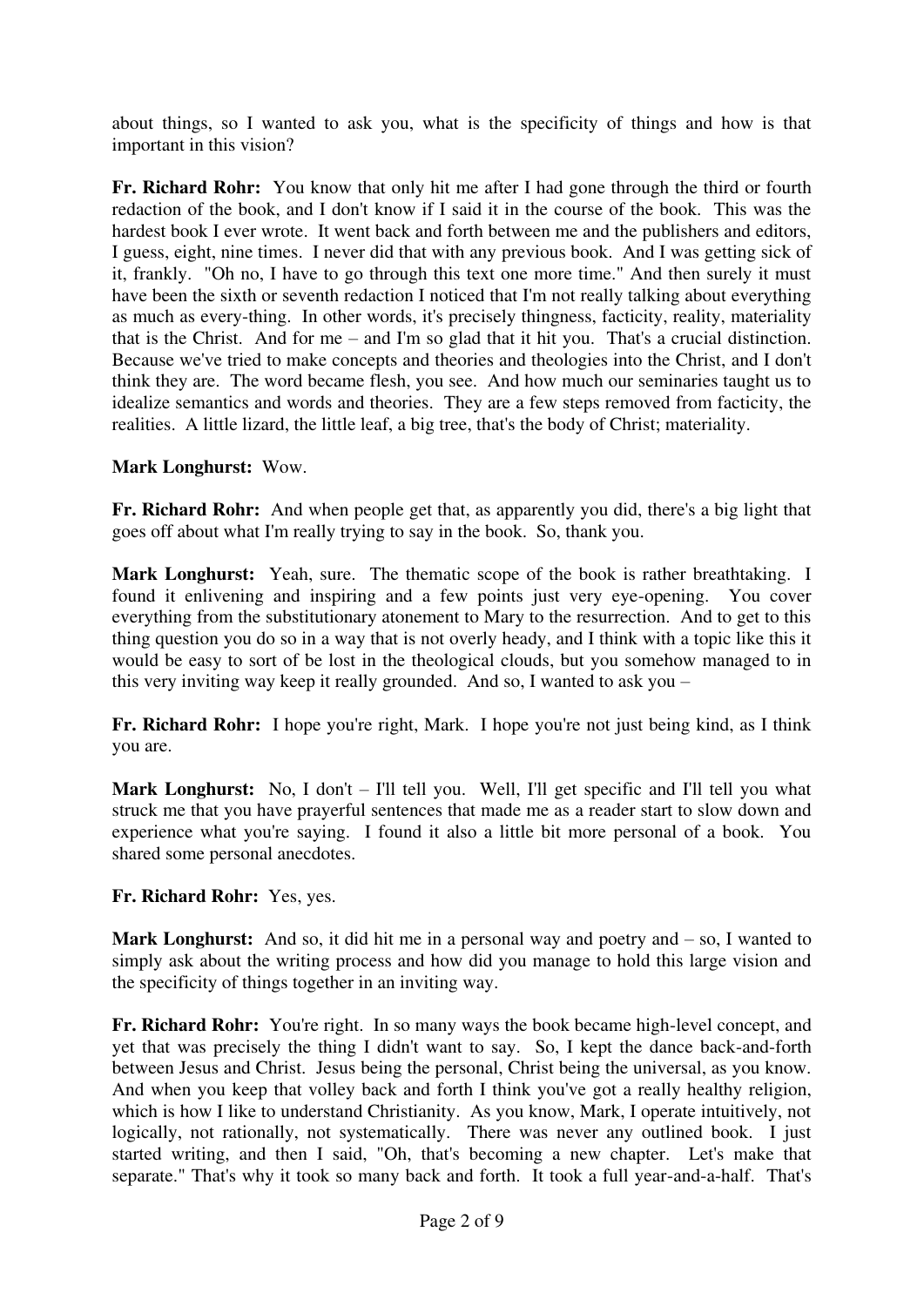about things, so I wanted to ask you, what is the specificity of things and how is that important in this vision?

**Fr. Richard Rohr:** You know that only hit me after I had gone through the third or fourth redaction of the book, and I don't know if I said it in the course of the book. This was the hardest book I ever wrote. It went back and forth between me and the publishers and editors, I guess, eight, nine times. I never did that with any previous book. And I was getting sick of it, frankly. "Oh no, I have to go through this text one more time." And then surely it must have been the sixth or seventh redaction I noticed that I'm not really talking about everything as much as every-thing. In other words, it's precisely thingness, facticity, reality, materiality that is the Christ. And for me – and I'm so glad that it hit you. That's a crucial distinction. Because we've tried to make concepts and theories and theologies into the Christ, and I don't think they are. The word became flesh, you see. And how much our seminaries taught us to idealize semantics and words and theories. They are a few steps removed from facticity, the realities. A little lizard, the little leaf, a big tree, that's the body of Christ; materiality.

**Mark Longhurst:** Wow.

**Fr. Richard Rohr:** And when people get that, as apparently you did, there's a big light that goes off about what I'm really trying to say in the book. So, thank you.

**Mark Longhurst:** Yeah, sure. The thematic scope of the book is rather breathtaking. I found it enlivening and inspiring and a few points just very eye-opening. You cover everything from the substitutionary atonement to Mary to the resurrection. And to get to this thing question you do so in a way that is not overly heady, and I think with a topic like this it would be easy to sort of be lost in the theological clouds, but you somehow managed to in this very inviting way keep it really grounded. And so, I wanted to ask you –

**Fr. Richard Rohr:** I hope you're right, Mark. I hope you're not just being kind, as I think you are.

**Mark Longhurst:** No, I don't – I'll tell you. Well, I'll get specific and I'll tell you what struck me that you have prayerful sentences that made me as a reader start to slow down and experience what you're saying. I found it also a little bit more personal of a book. You shared some personal anecdotes.

**Fr. Richard Rohr:** Yes, yes.

**Mark Longhurst:** And so, it did hit me in a personal way and poetry and – so, I wanted to simply ask about the writing process and how did you manage to hold this large vision and the specificity of things together in an inviting way.

**Fr. Richard Rohr:** You're right. In so many ways the book became high-level concept, and yet that was precisely the thing I didn't want to say. So, I kept the dance back-and-forth between Jesus and Christ. Jesus being the personal, Christ being the universal, as you know. And when you keep that volley back and forth I think you've got a really healthy religion, which is how I like to understand Christianity. As you know, Mark, I operate intuitively, not logically, not rationally, not systematically. There was never any outlined book. I just started writing, and then I said, "Oh, that's becoming a new chapter. Let's make that separate." That's why it took so many back and forth. It took a full year-and-a-half. That's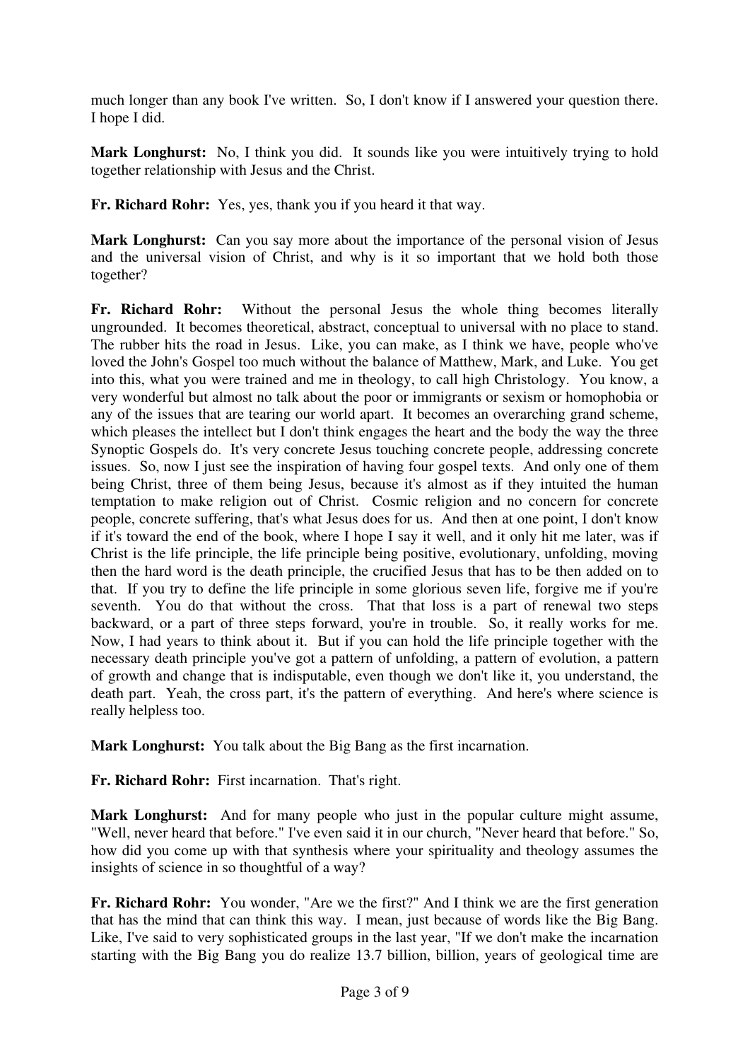much longer than any book I've written. So, I don't know if I answered your question there. I hope I did.

**Mark Longhurst:** No, I think you did. It sounds like you were intuitively trying to hold together relationship with Jesus and the Christ.

**Fr. Richard Rohr:** Yes, yes, thank you if you heard it that way.

**Mark Longhurst:** Can you say more about the importance of the personal vision of Jesus and the universal vision of Christ, and why is it so important that we hold both those together?

**Fr. Richard Rohr:** Without the personal Jesus the whole thing becomes literally ungrounded. It becomes theoretical, abstract, conceptual to universal with no place to stand. The rubber hits the road in Jesus. Like, you can make, as I think we have, people who've loved the John's Gospel too much without the balance of Matthew, Mark, and Luke. You get into this, what you were trained and me in theology, to call high Christology. You know, a very wonderful but almost no talk about the poor or immigrants or sexism or homophobia or any of the issues that are tearing our world apart. It becomes an overarching grand scheme, which pleases the intellect but I don't think engages the heart and the body the way the three Synoptic Gospels do. It's very concrete Jesus touching concrete people, addressing concrete issues. So, now I just see the inspiration of having four gospel texts. And only one of them being Christ, three of them being Jesus, because it's almost as if they intuited the human temptation to make religion out of Christ. Cosmic religion and no concern for concrete people, concrete suffering, that's what Jesus does for us. And then at one point, I don't know if it's toward the end of the book, where I hope I say it well, and it only hit me later, was if Christ is the life principle, the life principle being positive, evolutionary, unfolding, moving then the hard word is the death principle, the crucified Jesus that has to be then added on to that. If you try to define the life principle in some glorious seven life, forgive me if you're seventh. You do that without the cross. That that loss is a part of renewal two steps backward, or a part of three steps forward, you're in trouble. So, it really works for me. Now, I had years to think about it. But if you can hold the life principle together with the necessary death principle you've got a pattern of unfolding, a pattern of evolution, a pattern of growth and change that is indisputable, even though we don't like it, you understand, the death part. Yeah, the cross part, it's the pattern of everything. And here's where science is really helpless too.

**Mark Longhurst:** You talk about the Big Bang as the first incarnation.

**Fr. Richard Rohr:** First incarnation. That's right.

**Mark Longhurst:** And for many people who just in the popular culture might assume, "Well, never heard that before." I've even said it in our church, "Never heard that before." So, how did you come up with that synthesis where your spirituality and theology assumes the insights of science in so thoughtful of a way?

**Fr. Richard Rohr:** You wonder, "Are we the first?" And I think we are the first generation that has the mind that can think this way. I mean, just because of words like the Big Bang. Like, I've said to very sophisticated groups in the last year, "If we don't make the incarnation starting with the Big Bang you do realize 13.7 billion, billion, years of geological time are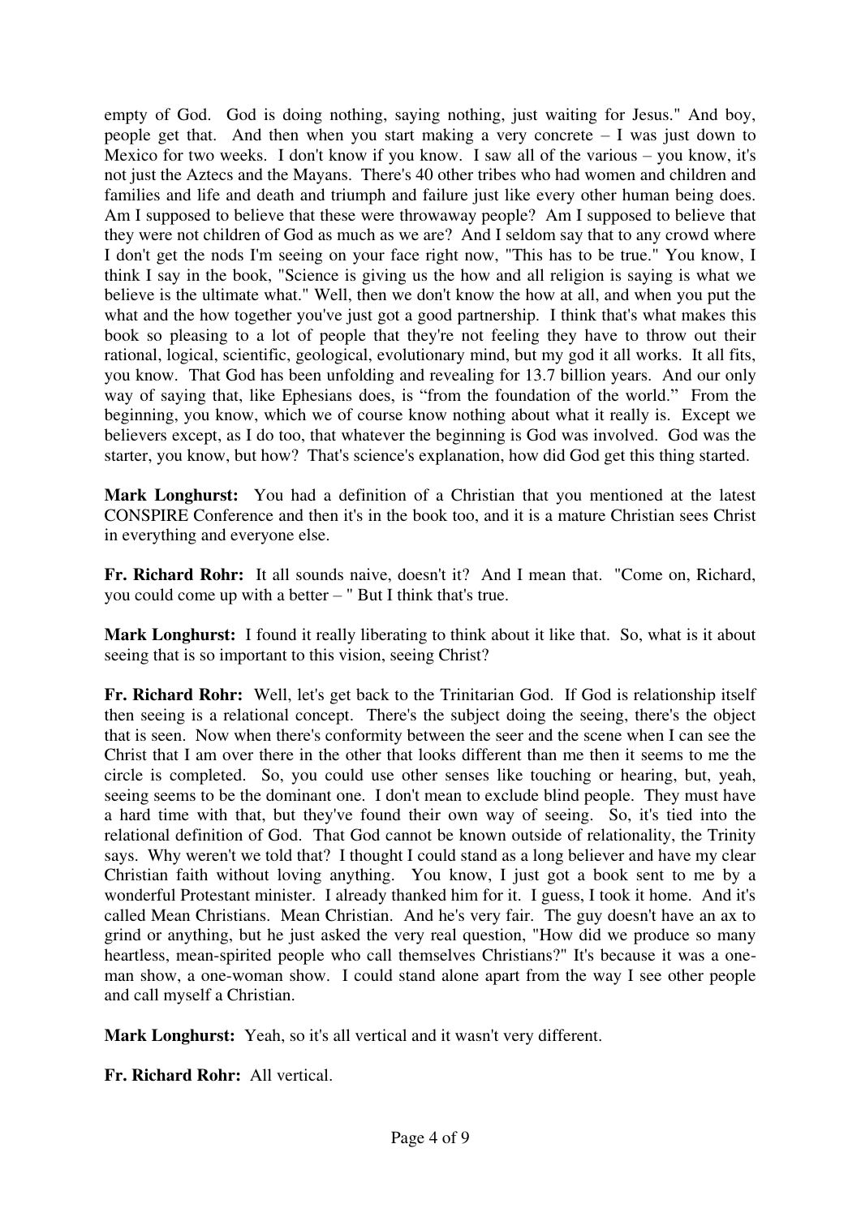empty of God. God is doing nothing, saying nothing, just waiting for Jesus." And boy, people get that. And then when you start making a very concrete – I was just down to Mexico for two weeks. I don't know if you know. I saw all of the various – you know, it's not just the Aztecs and the Mayans. There's 40 other tribes who had women and children and families and life and death and triumph and failure just like every other human being does. Am I supposed to believe that these were throwaway people? Am I supposed to believe that they were not children of God as much as we are? And I seldom say that to any crowd where I don't get the nods I'm seeing on your face right now, "This has to be true." You know, I think I say in the book, "Science is giving us the how and all religion is saying is what we believe is the ultimate what." Well, then we don't know the how at all, and when you put the what and the how together you've just got a good partnership. I think that's what makes this book so pleasing to a lot of people that they're not feeling they have to throw out their rational, logical, scientific, geological, evolutionary mind, but my god it all works. It all fits, you know. That God has been unfolding and revealing for 13.7 billion years. And our only way of saying that, like Ephesians does, is "from the foundation of the world." From the beginning, you know, which we of course know nothing about what it really is. Except we believers except, as I do too, that whatever the beginning is God was involved. God was the starter, you know, but how? That's science's explanation, how did God get this thing started.

**Mark Longhurst:** You had a definition of a Christian that you mentioned at the latest CONSPIRE Conference and then it's in the book too, and it is a mature Christian sees Christ in everything and everyone else.

**Fr. Richard Rohr:** It all sounds naive, doesn't it? And I mean that. "Come on, Richard, you could come up with a better – " But I think that's true.

**Mark Longhurst:** I found it really liberating to think about it like that. So, what is it about seeing that is so important to this vision, seeing Christ?

**Fr. Richard Rohr:** Well, let's get back to the Trinitarian God. If God is relationship itself then seeing is a relational concept. There's the subject doing the seeing, there's the object that is seen. Now when there's conformity between the seer and the scene when I can see the Christ that I am over there in the other that looks different than me then it seems to me the circle is completed. So, you could use other senses like touching or hearing, but, yeah, seeing seems to be the dominant one. I don't mean to exclude blind people. They must have a hard time with that, but they've found their own way of seeing. So, it's tied into the relational definition of God. That God cannot be known outside of relationality, the Trinity says. Why weren't we told that? I thought I could stand as a long believer and have my clear Christian faith without loving anything. You know, I just got a book sent to me by a wonderful Protestant minister. I already thanked him for it. I guess, I took it home. And it's called Mean Christians. Mean Christian. And he's very fair. The guy doesn't have an ax to grind or anything, but he just asked the very real question, "How did we produce so many heartless, mean-spirited people who call themselves Christians?" It's because it was a one-man show, a one-woman show. I could stand alone apart from the way I see other people and call myself a Christian.

**Mark Longhurst:** Yeah, so it's all vertical and it wasn't very different.

**Fr. Richard Rohr:** All vertical.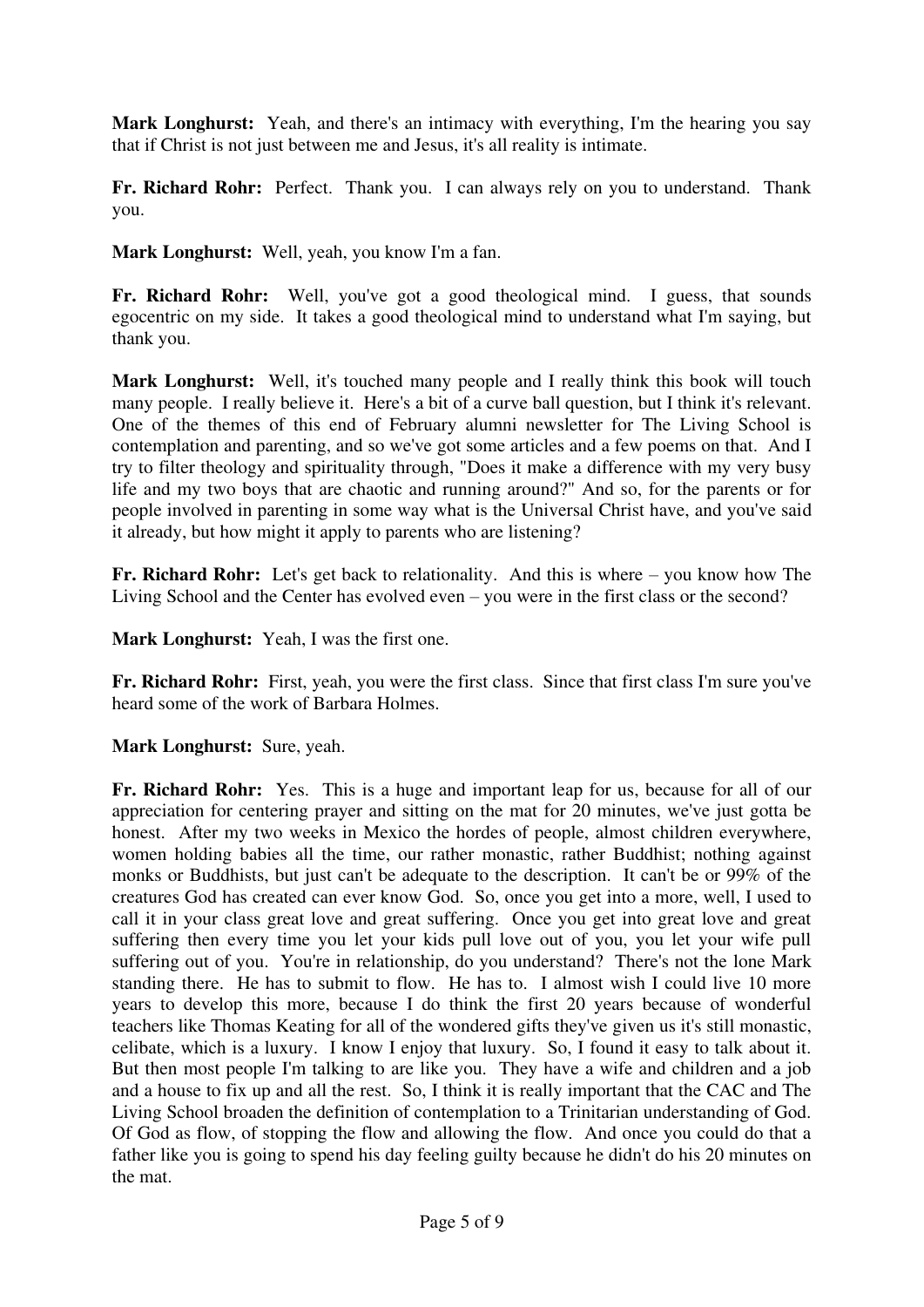**Mark Longhurst:** Yeah, and there's an intimacy with everything, I'm the hearing you say that if Christ is not just between me and Jesus, it's all reality is intimate.

**Fr. Richard Rohr:** Perfect. Thank you. I can always rely on you to understand. Thank you.

**Mark Longhurst:** Well, yeah, you know I'm a fan.

**Fr. Richard Rohr:** Well, you've got a good theological mind. I guess, that sounds egocentric on my side. It takes a good theological mind to understand what I'm saying, but thank you.

**Mark Longhurst:** Well, it's touched many people and I really think this book will touch many people. I really believe it. Here's a bit of a curve ball question, but I think it's relevant. One of the themes of this end of February alumni newsletter for The Living School is contemplation and parenting, and so we've got some articles and a few poems on that. And I try to filter theology and spirituality through, "Does it make a difference with my very busy life and my two boys that are chaotic and running around?" And so, for the parents or for people involved in parenting in some way what is the Universal Christ have, and you've said it already, but how might it apply to parents who are listening?

**Fr. Richard Rohr:** Let's get back to relationality. And this is where – you know how The Living School and the Center has evolved even – you were in the first class or the second?

**Mark Longhurst:** Yeah, I was the first one.

**Fr. Richard Rohr:** First, yeah, you were the first class. Since that first class I'm sure you've heard some of the work of Barbara Holmes.

**Mark Longhurst:** Sure, yeah.

**Fr. Richard Rohr:** Yes. This is a huge and important leap for us, because for all of our appreciation for centering prayer and sitting on the mat for 20 minutes, we've just gotta be honest. After my two weeks in Mexico the hordes of people, almost children everywhere, women holding babies all the time, our rather monastic, rather Buddhist; nothing against monks or Buddhists, but just can't be adequate to the description. It can't be or 99% of the creatures God has created can ever know God. So, once you get into a more, well, I used to call it in your class great love and great suffering. Once you get into great love and great suffering then every time you let your kids pull love out of you, you let your wife pull suffering out of you. You're in relationship, do you understand? There's not the lone Mark standing there. He has to submit to flow. He has to. I almost wish I could live 10 more years to develop this more, because I do think the first 20 years because of wonderful teachers like Thomas Keating for all of the wondered gifts they've given us it's still monastic, celibate, which is a luxury. I know I enjoy that luxury. So, I found it easy to talk about it. But then most people I'm talking to are like you. They have a wife and children and a job and a house to fix up and all the rest. So, I think it is really important that the CAC and The Living School broaden the definition of contemplation to a Trinitarian understanding of God. Of God as flow, of stopping the flow and allowing the flow. And once you could do that a father like you is going to spend his day feeling guilty because he didn't do his 20 minutes on the mat.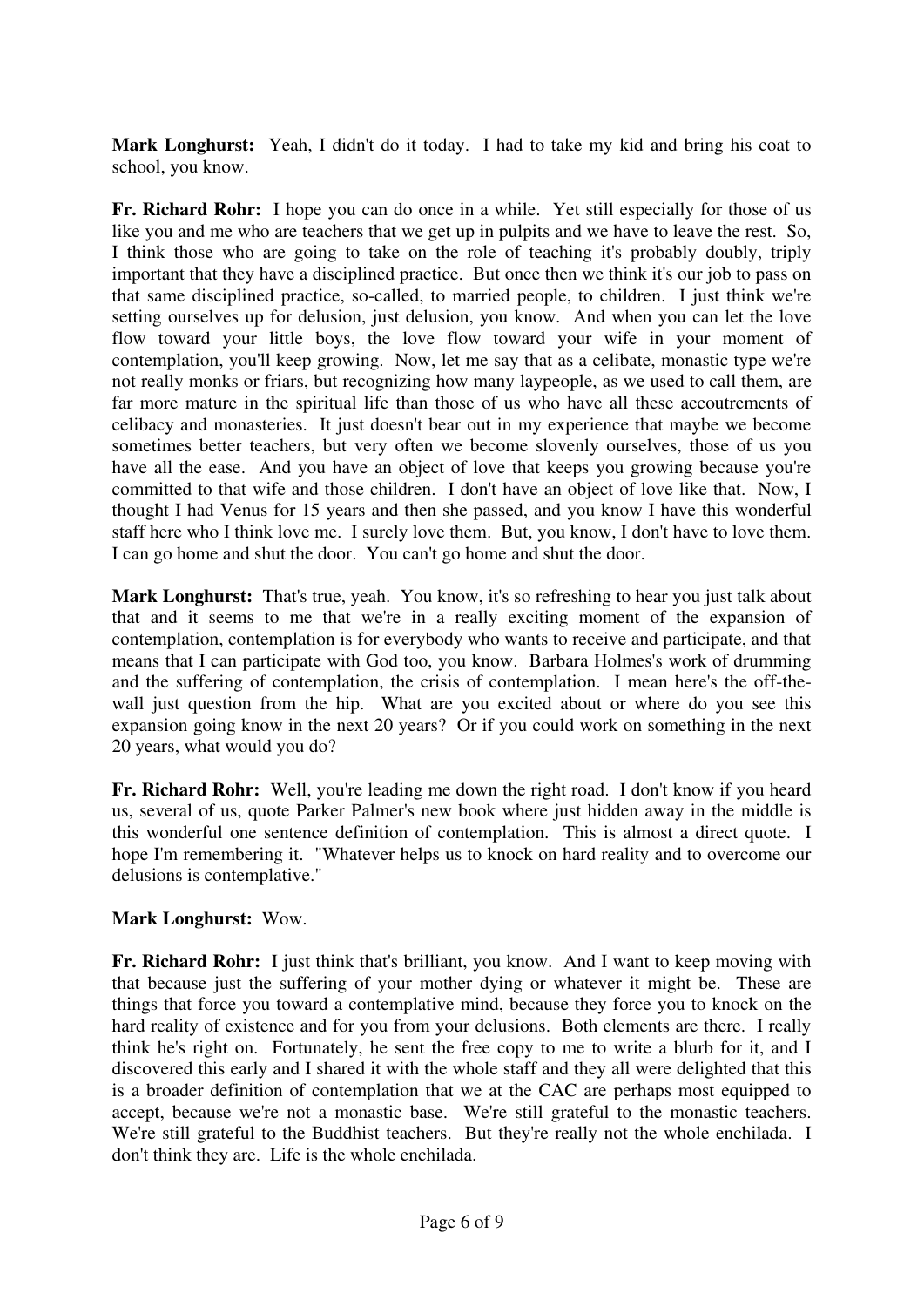**Mark Longhurst:** Yeah, I didn't do it today. I had to take my kid and bring his coat to school, you know.

**Fr. Richard Rohr:** I hope you can do once in a while. Yet still especially for those of us like you and me who are teachers that we get up in pulpits and we have to leave the rest. So, I think those who are going to take on the role of teaching it's probably doubly, triply important that they have a disciplined practice. But once then we think it's our job to pass on that same disciplined practice, so-called, to married people, to children. I just think we're setting ourselves up for delusion, just delusion, you know. And when you can let the love flow toward your little boys, the love flow toward your wife in your moment of contemplation, you'll keep growing. Now, let me say that as a celibate, monastic type we're not really monks or friars, but recognizing how many laypeople, as we used to call them, are far more mature in the spiritual life than those of us who have all these accoutrements of celibacy and monasteries. It just doesn't bear out in my experience that maybe we become sometimes better teachers, but very often we become slovenly ourselves, those of us you have all the ease. And you have an object of love that keeps you growing because you're committed to that wife and those children. I don't have an object of love like that. Now, I thought I had Venus for 15 years and then she passed, and you know I have this wonderful staff here who I think love me. I surely love them. But, you know, I don't have to love them. I can go home and shut the door. You can't go home and shut the door.

**Mark Longhurst:** That's true, yeah. You know, it's so refreshing to hear you just talk about that and it seems to me that we're in a really exciting moment of the expansion of contemplation, contemplation is for everybody who wants to receive and participate, and that means that I can participate with God too, you know. Barbara Holmes's work of drumming and the suffering of contemplation, the crisis of contemplation. I mean here's the off-the-wall just question from the hip. What are you excited about or where do you see this expansion going know in the next 20 years? Or if you could work on something in the next 20 years, what would you do?

**Fr. Richard Rohr:** Well, you're leading me down the right road. I don't know if you heard us, several of us, quote Parker Palmer's new book where just hidden away in the middle is this wonderful one sentence definition of contemplation. This is almost a direct quote. I hope I'm remembering it. "Whatever helps us to knock on hard reality and to overcome our delusions is contemplative."

**Mark Longhurst:** Wow.

**Fr. Richard Rohr:** I just think that's brilliant, you know. And I want to keep moving with that because just the suffering of your mother dying or whatever it might be. These are things that force you toward a contemplative mind, because they force you to knock on the hard reality of existence and for you from your delusions. Both elements are there. I really think he's right on. Fortunately, he sent the free copy to me to write a blurb for it, and I discovered this early and I shared it with the whole staff and they all were delighted that this is a broader definition of contemplation that we at the CAC are perhaps most equipped to accept, because we're not a monastic base. We're still grateful to the monastic teachers. We're still grateful to the Buddhist teachers. But they're really not the whole enchilada. I don't think they are. Life is the whole enchilada.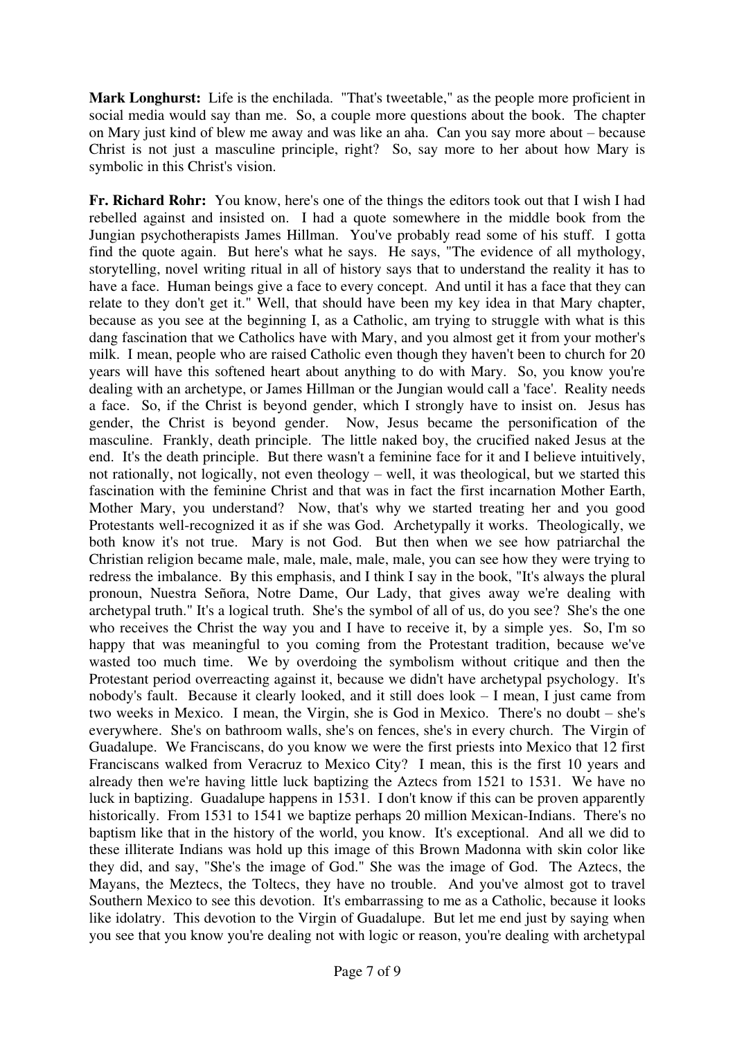**Mark Longhurst:** Life is the enchilada. "That's tweetable," as the people more proficient in social media would say than me. So, a couple more questions about the book. The chapter on Mary just kind of blew me away and was like an aha. Can you say more about – because Christ is not just a masculine principle, right? So, say more to her about how Mary is symbolic in this Christ's vision.

**Fr. Richard Rohr:** You know, here's one of the things the editors took out that I wish I had rebelled against and insisted on. I had a quote somewhere in the middle book from the Jungian psychotherapists James Hillman. You've probably read some of his stuff. I gotta find the quote again. But here's what he says. He says, "The evidence of all mythology, storytelling, novel writing ritual in all of history says that to understand the reality it has to have a face. Human beings give a face to every concept. And until it has a face that they can relate to they don't get it." Well, that should have been my key idea in that Mary chapter, because as you see at the beginning I, as a Catholic, am trying to struggle with what is this dang fascination that we Catholics have with Mary, and you almost get it from your mother's milk. I mean, people who are raised Catholic even though they haven't been to church for 20 years will have this softened heart about anything to do with Mary. So, you know you're dealing with an archetype, or James Hillman or the Jungian would call a 'face'. Reality needs a face. So, if the Christ is beyond gender, which I strongly have to insist on. Jesus has gender, the Christ is beyond gender. Now, Jesus became the personification of the masculine. Frankly, death principle. The little naked boy, the crucified naked Jesus at the end. It's the death principle. But there wasn't a feminine face for it and I believe intuitively, not rationally, not logically, not even theology – well, it was theological, but we started this fascination with the feminine Christ and that was in fact the first incarnation Mother Earth, Mother Mary, you understand? Now, that's why we started treating her and you good Protestants well-recognized it as if she was God. Archetypally it works. Theologically, we both know it's not true. Mary is not God. But then when we see how patriarchal the Christian religion became male, male, male, male, male, you can see how they were trying to redress the imbalance. By this emphasis, and I think I say in the book, "It's always the plural pronoun, Nuestra Señora, Notre Dame, Our Lady, that gives away we're dealing with archetypal truth." It's a logical truth. She's the symbol of all of us, do you see? She's the one who receives the Christ the way you and I have to receive it, by a simple yes. So, I'm so happy that was meaningful to you coming from the Protestant tradition, because we've wasted too much time. We by overdoing the symbolism without critique and then the Protestant period overreacting against it, because we didn't have archetypal psychology. It's nobody's fault. Because it clearly looked, and it still does look – I mean, I just came from two weeks in Mexico. I mean, the Virgin, she is God in Mexico. There's no doubt – she's everywhere. She's on bathroom walls, she's on fences, she's in every church. The Virgin of Guadalupe. We Franciscans, do you know we were the first priests into Mexico that 12 first Franciscans walked from Veracruz to Mexico City? I mean, this is the first 10 years and already then we're having little luck baptizing the Aztecs from 1521 to 1531. We have no luck in baptizing. Guadalupe happens in 1531. I don't know if this can be proven apparently historically. From 1531 to 1541 we baptize perhaps 20 million Mexican-Indians. There's no baptism like that in the history of the world, you know. It's exceptional. And all we did to these illiterate Indians was hold up this image of this Brown Madonna with skin color like they did, and say, "She's the image of God." She was the image of God. The Aztecs, the Mayans, the Meztecs, the Toltecs, they have no trouble. And you've almost got to travel Southern Mexico to see this devotion. It's embarrassing to me as a Catholic, because it looks like idolatry. This devotion to the Virgin of Guadalupe. But let me end just by saying when you see that you know you're dealing not with logic or reason, you're dealing with archetypal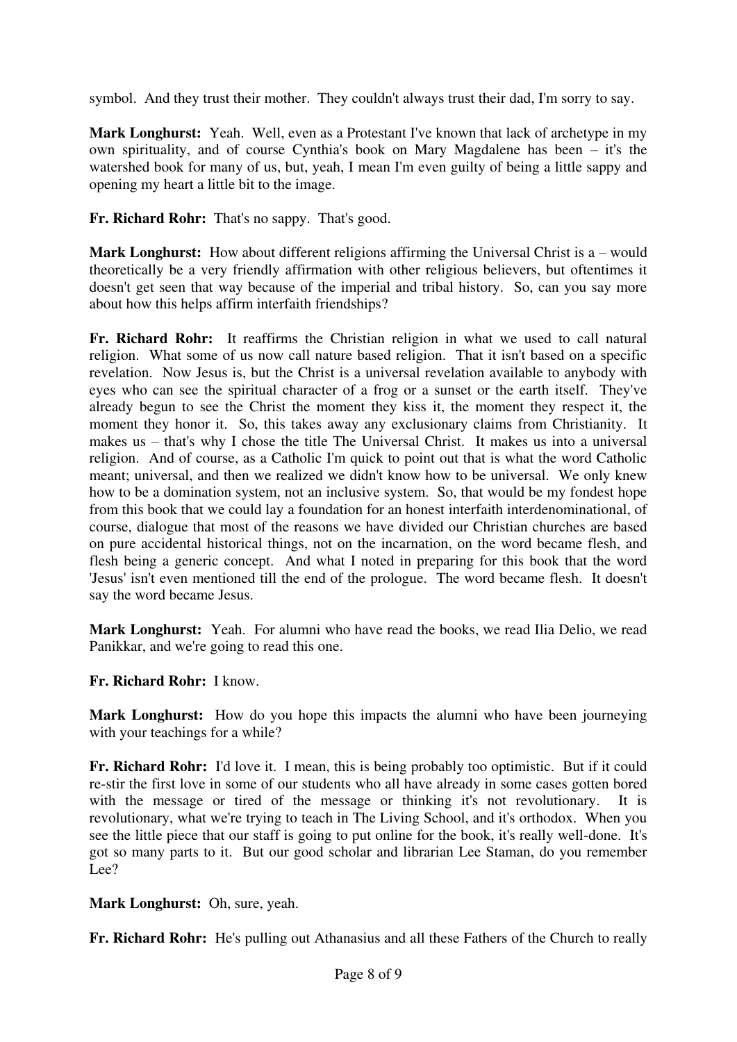symbol. And they trust their mother. They couldn't always trust their dad, I'm sorry to say.

**Mark Longhurst:** Yeah. Well, even as a Protestant I've known that lack of archetype in my own spirituality, and of course Cynthia's book on Mary Magdalene has been – it's the watershed book for many of us, but, yeah, I mean I'm even guilty of being a little sappy and opening my heart a little bit to the image.

**Fr. Richard Rohr:** That's no sappy. That's good.

**Mark Longhurst:** How about different religions affirming the Universal Christ is a – would theoretically be a very friendly affirmation with other religious believers, but oftentimes it doesn't get seen that way because of the imperial and tribal history. So, can you say more about how this helps affirm interfaith friendships?

**Fr. Richard Rohr:** It reaffirms the Christian religion in what we used to call natural religion. What some of us now call nature based religion. That it isn't based on a specific revelation. Now Jesus is, but the Christ is a universal revelation available to anybody with eyes who can see the spiritual character of a frog or a sunset or the earth itself. They've already begun to see the Christ the moment they kiss it, the moment they respect it, the moment they honor it. So, this takes away any exclusionary claims from Christianity. It makes us – that's why I chose the title The Universal Christ. It makes us into a universal religion. And of course, as a Catholic I'm quick to point out that is what the word Catholic meant; universal, and then we realized we didn't know how to be universal. We only knew how to be a domination system, not an inclusive system. So, that would be my fondest hope from this book that we could lay a foundation for an honest interfaith interdenominational, of course, dialogue that most of the reasons we have divided our Christian churches are based on pure accidental historical things, not on the incarnation, on the word became flesh, and flesh being a generic concept. And what I noted in preparing for this book that the word 'Jesus' isn't even mentioned till the end of the prologue. The word became flesh. It doesn't say the word became Jesus.

**Mark Longhurst:** Yeah. For alumni who have read the books, we read Ilia Delio, we read Panikkar, and we're going to read this one.

**Fr. Richard Rohr:** I know.

**Mark Longhurst:** How do you hope this impacts the alumni who have been journeying with your teachings for a while?

**Fr. Richard Rohr:** I'd love it. I mean, this is being probably too optimistic. But if it could re-stir the first love in some of our students who all have already in some cases gotten bored with the message or tired of the message or thinking it's not revolutionary. It is revolutionary, what we're trying to teach in The Living School, and it's orthodox. When you see the little piece that our staff is going to put online for the book, it's really well-done. It's got so many parts to it. But our good scholar and librarian Lee Staman, do you remember Lee?

**Mark Longhurst:** Oh, sure, yeah.

**Fr. Richard Rohr:** He's pulling out Athanasius and all these Fathers of the Church to really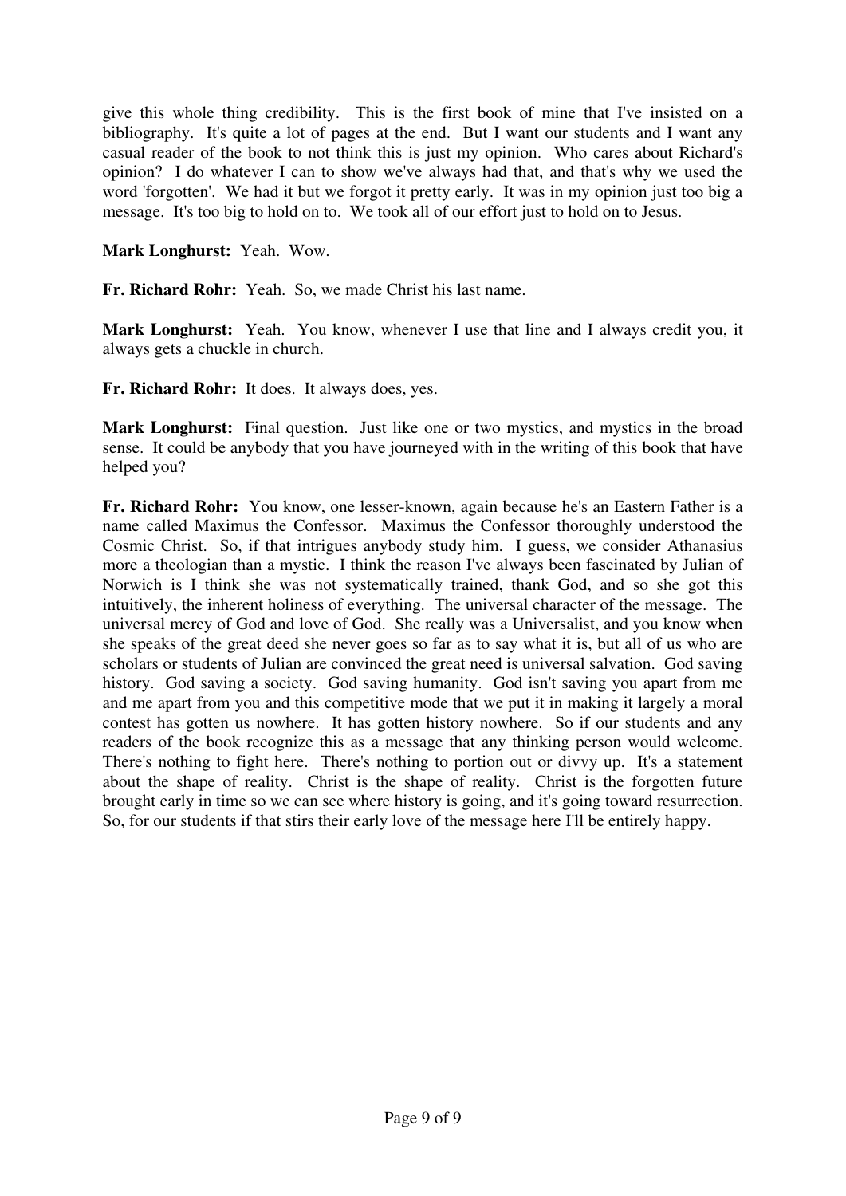give this whole thing credibility. This is the first book of mine that I've insisted on a bibliography. It's quite a lot of pages at the end. But I want our students and I want any casual reader of the book to not think this is just my opinion. Who cares about Richard's opinion? I do whatever I can to show we've always had that, and that's why we used the word 'forgotten'. We had it but we forgot it pretty early. It was in my opinion just too big a message. It's too big to hold on to. We took all of our effort just to hold on to Jesus.

**Mark Longhurst:** Yeah. Wow.

**Fr. Richard Rohr:** Yeah. So, we made Christ his last name.

**Mark Longhurst:** Yeah. You know, whenever I use that line and I always credit you, it always gets a chuckle in church.

**Fr. Richard Rohr:** It does. It always does, yes.

**Mark Longhurst:** Final question. Just like one or two mystics, and mystics in the broad sense. It could be anybody that you have journeyed with in the writing of this book that have helped you?

**Fr. Richard Rohr:** You know, one lesser-known, again because he's an Eastern Father is a name called Maximus the Confessor. Maximus the Confessor thoroughly understood the Cosmic Christ. So, if that intrigues anybody study him. I guess, we consider Athanasius more a theologian than a mystic. I think the reason I've always been fascinated by Julian of Norwich is I think she was not systematically trained, thank God, and so she got this intuitively, the inherent holiness of everything. The universal character of the message. The universal mercy of God and love of God. She really was a Universalist, and you know when she speaks of the great deed she never goes so far as to say what it is, but all of us who are scholars or students of Julian are convinced the great need is universal salvation. God saving history. God saving a society. God saving humanity. God isn't saving you apart from me and me apart from you and this competitive mode that we put it in making it largely a moral contest has gotten us nowhere. It has gotten history nowhere. So if our students and any readers of the book recognize this as a message that any thinking person would welcome. There's nothing to fight here. There's nothing to portion out or divvy up. It's a statement about the shape of reality. Christ is the shape of reality. Christ is the forgotten future brought early in time so we can see where history is going, and it's going toward resurrection. So, for our students if that stirs their early love of the message here I'll be entirely happy.